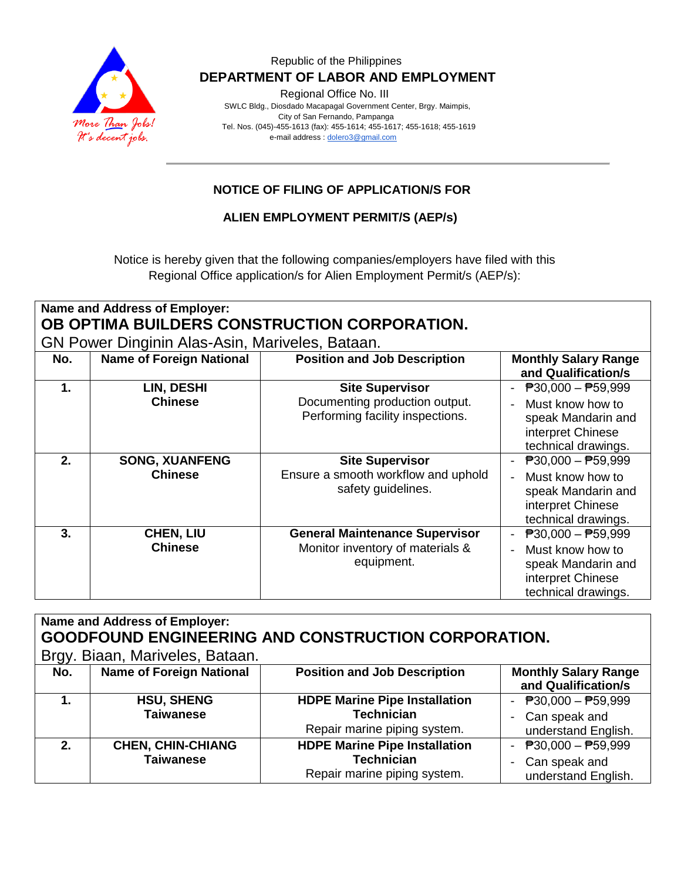Republic of the Philippines

**DEPARTMENT OF LABOR AND EMPLOYMENT**

Regional Office No. III

SWLC Bldg., Diosdado Macapagal Government Center, Brgy. Maimpis,
City of San Fernando, Pampanga
Tel. Nos. (045)-455-1613 (fax): 455-1614; 455-1617; 455-1618; 455-1619
e-mail address : dolero3@gmail.com

## NOTICE OF FILING OF APPLICATION/S FOR

## ALIEN EMPLOYMENT PERMIT/S (AEP/s)

Notice is hereby given that the following companies/employers have filed with this Regional Office application/s for Alien Employment Permit/s (AEP/s):

**Name and Address of Employer:**
**OB OPTIMA BUILDERS CONSTRUCTION CORPORATION.**
GN Power Dinginin Alas-Asin, Mariveles, Bataan.

| No. | Name of Foreign National | Position and Job Description | Monthly Salary Range and Qualification/s |
|---|---|---|---|
| **1.** | **LIN, DESHI**<br>**Chinese** | **Site Supervisor**<br>Documenting production output. Performing facility inspections. | - ₱30,000 – ₱59,999<br>- Must know how to speak Mandarin and interpret Chinese technical drawings. |
| **2.** | **SONG, XUANFENG**<br>**Chinese** | **Site Supervisor**<br>Ensure a smooth workflow and uphold safety guidelines. | - ₱30,000 – ₱59,999<br>- Must know how to speak Mandarin and interpret Chinese technical drawings. |
| **3.** | **CHEN, LIU**<br>**Chinese** | **General Maintenance Supervisor**<br>Monitor inventory of materials & equipment. | - ₱30,000 – ₱59,999<br>- Must know how to speak Mandarin and interpret Chinese technical drawings. |

**Name and Address of Employer:**
**GOODFOUND ENGINEERING AND CONSTRUCTION CORPORATION.**
Brgy. Biaan, Mariveles, Bataan.

| No. | Name of Foreign National | Position and Job Description | Monthly Salary Range and Qualification/s |
|---|---|---|---|
| **1.** | **HSU, SHENG**<br>**Taiwanese** | **HDPE Marine Pipe Installation Technician**<br>Repair marine piping system. | - ₱30,000 – ₱59,999<br>- Can speak and understand English. |
| **2.** | **CHEN, CHIN-CHIANG**<br>**Taiwanese** | **HDPE Marine Pipe Installation Technician**<br>Repair marine piping system. | - ₱30,000 – ₱59,999<br>- Can speak and understand English. |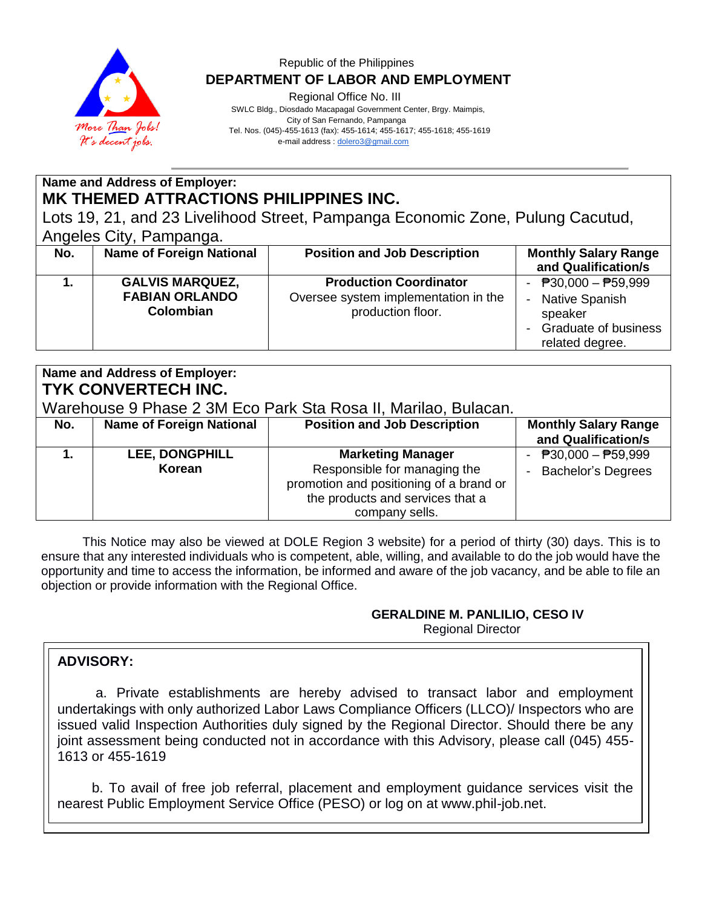Republic of the Philippines
**DEPARTMENT OF LABOR AND EMPLOYMENT**
Regional Office No. III
SWLC Bldg., Diosdado Macapagal Government Center, Brgy. Maimpis,
City of San Fernando, Pampanga
Tel. Nos. (045)-455-1613 (fax): 455-1614; 455-1617; 455-1618; 455-1619
e-mail address : dolero3@gmail.com

**Name and Address of Employer:**
**MK THEMED ATTRACTIONS PHILIPPINES INC.**
Lots 19, 21, and 23 Livelihood Street, Pampanga Economic Zone, Pulung Cacutud, Angeles City, Pampanga.

| No. | Name of Foreign National | Position and Job Description | Monthly Salary Range and Qualification/s |
|---|---|---|---|
| **1.** | **GALVIS MARQUEZ, FABIAN ORLANDO Colombian** | **Production Coordinator** Oversee system implementation in the production floor. | - ₱30,000 – ₱59,999 - Native Spanish speaker - Graduate of business related degree. |

**Name and Address of Employer:**
**TYK CONVERTECH INC.**
Warehouse 9 Phase 2 3M Eco Park Sta Rosa II, Marilao, Bulacan.

| No. | Name of Foreign National | Position and Job Description | Monthly Salary Range and Qualification/s |
|---|---|---|---|
| **1.** | **LEE, DONGPHILL Korean** | **Marketing Manager** Responsible for managing the promotion and positioning of a brand or the products and services that a company sells. | - ₱30,000 – ₱59,999 - Bachelor's Degrees |

This Notice may also be viewed at DOLE Region 3 website) for a period of thirty (30) days. This is to ensure that any interested individuals who is competent, able, willing, and available to do the job would have the opportunity and time to access the information, be informed and aware of the job vacancy, and be able to file an objection or provide information with the Regional Office.

**GERALDINE M. PANLILIO, CESO IV**
Regional Director

**ADVISORY:**

a. Private establishments are hereby advised to transact labor and employment undertakings with only authorized Labor Laws Compliance Officers (LLCO)/ Inspectors who are issued valid Inspection Authorities duly signed by the Regional Director. Should there be any joint assessment being conducted not in accordance with this Advisory, please call (045) 455-1613 or 455-1619

b. To avail of free job referral, placement and employment guidance services visit the nearest Public Employment Service Office (PESO) or log on at www.phil-job.net.